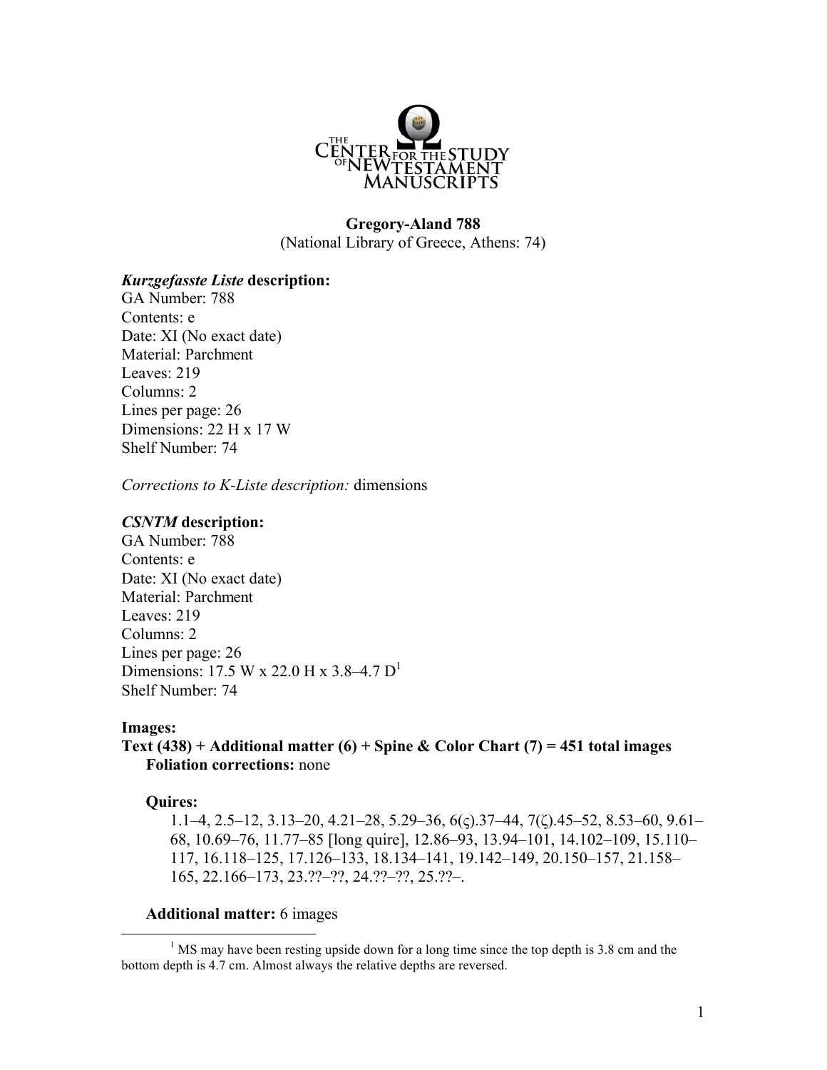THE CENTER FOR THE STUDY OF NEW TESTAMENT MANUSCRIPTS

**Gregory-Aland 788**
(National Library of Greece, Athens: 74)

***Kurzgefasste Liste* description:**
GA Number: 788
Contents: e
Date: XI (No exact date)
Material: Parchment
Leaves: 219
Columns: 2
Lines per page: 26
Dimensions: 22 H x 17 W
Shelf Number: 74

*Corrections to K-Liste description:* dimensions

***CSNTM* description:**
GA Number: 788
Contents: e
Date: XI (No exact date)
Material: Parchment
Leaves: 219
Columns: 2
Lines per page: 26
Dimensions: 17.5 W x 22.0 H x 3.8–4.7 D[1]
Shelf Number: 74

**Images:**
**Text (438) + Additional matter (6) + Spine & Color Chart (7) = 451 total images**
**Foliation corrections:** none

**Quires:**
1.1–4, 2.5–12, 3.13–20, 4.21–28, 5.29–36, 6(ϛ).37–44, 7(ζ).45–52, 8.53–60, 9.61–68, 10.69–76, 11.77–85 [long quire], 12.86–93, 13.94–101, 14.102–109, 15.110–117, 16.118–125, 17.126–133, 18.134–141, 19.142–149, 20.150–157, 21.158–165, 22.166–173, 23.??–??, 24.??–??, 25.??–.

**Additional matter:** 6 images

[1] MS may have been resting upside down for a long time since the top depth is 3.8 cm and the bottom depth is 4.7 cm. Almost always the relative depths are reversed.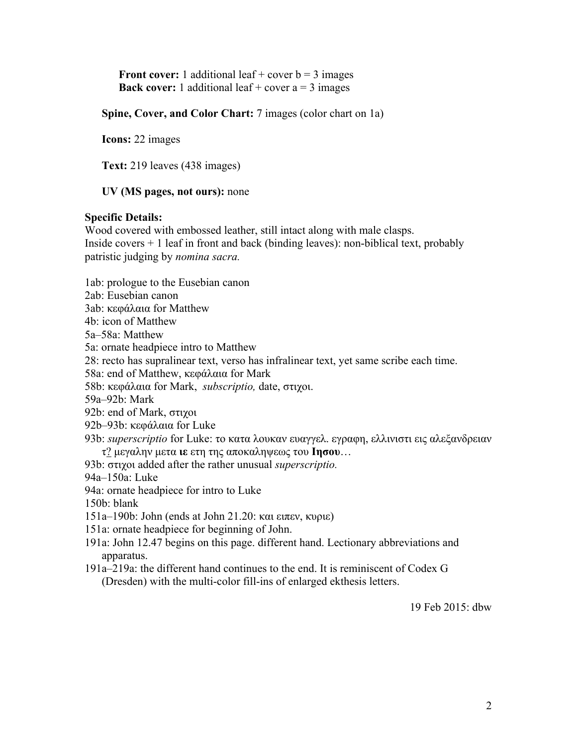**Front cover:** 1 additional leaf + cover b = 3 images
**Back cover:** 1 additional leaf + cover a = 3 images

**Spine, Cover, and Color Chart:** 7 images (color chart on 1a)

**Icons:** 22 images

**Text:** 219 leaves (438 images)

**UV (MS pages, not ours):** none

**Specific Details:**
Wood covered with embossed leather, still intact along with male clasps.
Inside covers + 1 leaf in front and back (binding leaves): non-biblical text, probably patristic judging by *nomina sacra.*

1ab: prologue to the Eusebian canon
2ab: Eusebian canon
3ab: κεφάλαια for Matthew
4b: icon of Matthew
5a–58a: Matthew
5a: ornate headpiece intro to Matthew
28: recto has supralinear text, verso has infralinear text, yet same scribe each time.
58a: end of Matthew, κεφάλαια for Mark
58b: κεφάλαια for Mark, *subscriptio,* date, στιχοι.
59a–92b: Mark
92b: end of Mark, στιχοι
92b–93b: κεφάλαια for Luke
93b: *superscriptio* for Luke: το κατα λουκαν ευαγγελ. εγραφη, ελλινιστι εις αλεξανδρειαν τ? μεγαλην μετα **ιε** ετη της αποκαληψεως του **Ιησου**…
93b: στιχοι added after the rather unusual *superscriptio.*
94a–150a: Luke
94a: ornate headpiece for intro to Luke
150b: blank
151a–190b: John (ends at John 21.20: και ειπεν, κυριε)
151a: ornate headpiece for beginning of John.
191a: John 12.47 begins on this page. different hand. Lectionary abbreviations and apparatus.
191a–219a: the different hand continues to the end. It is reminiscent of Codex G (Dresden) with the multi-color fill-ins of enlarged ekthesis letters.

19 Feb 2015: dbw